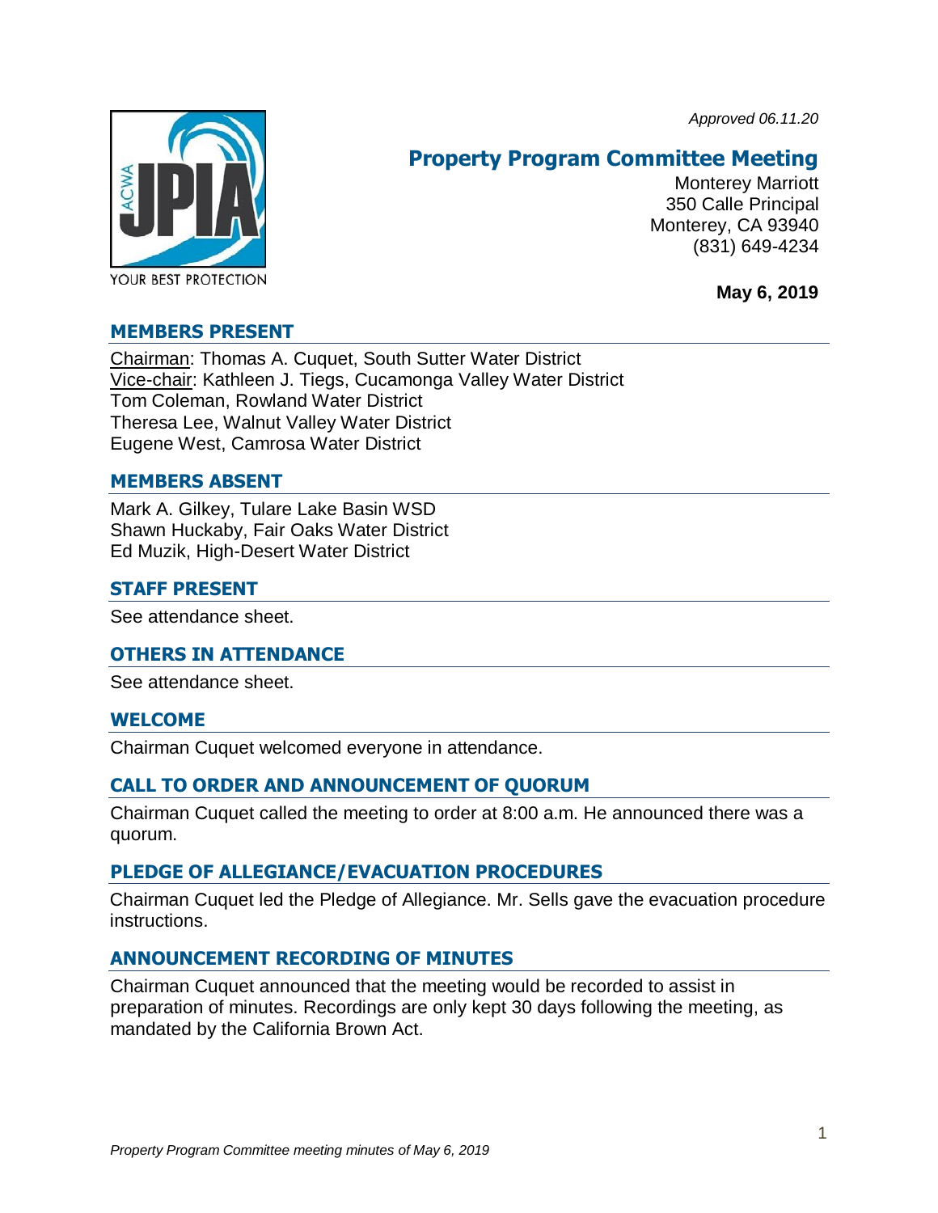*Approved 06.11.20*

YOUR BEST PROTECTION

# Property Program Committee Meeting

Monterey Marriott
350 Calle Principal
Monterey, CA 93940
(831) 649-4234

**May 6, 2019**

## MEMBERS PRESENT

Chairman: Thomas A. Cuquet, South Sutter Water District
Vice-chair: Kathleen J. Tiegs, Cucamonga Valley Water District
Tom Coleman, Rowland Water District
Theresa Lee, Walnut Valley Water District
Eugene West, Camrosa Water District

## MEMBERS ABSENT

Mark A. Gilkey, Tulare Lake Basin WSD
Shawn Huckaby, Fair Oaks Water District
Ed Muzik, High-Desert Water District

## STAFF PRESENT

See attendance sheet.

## OTHERS IN ATTENDANCE

See attendance sheet.

## WELCOME

Chairman Cuquet welcomed everyone in attendance.

## CALL TO ORDER AND ANNOUNCEMENT OF QUORUM

Chairman Cuquet called the meeting to order at 8:00 a.m. He announced there was a quorum.

## PLEDGE OF ALLEGIANCE/EVACUATION PROCEDURES

Chairman Cuquet led the Pledge of Allegiance. Mr. Sells gave the evacuation procedure instructions.

## ANNOUNCEMENT RECORDING OF MINUTES

Chairman Cuquet announced that the meeting would be recorded to assist in preparation of minutes. Recordings are only kept 30 days following the meeting, as mandated by the California Brown Act.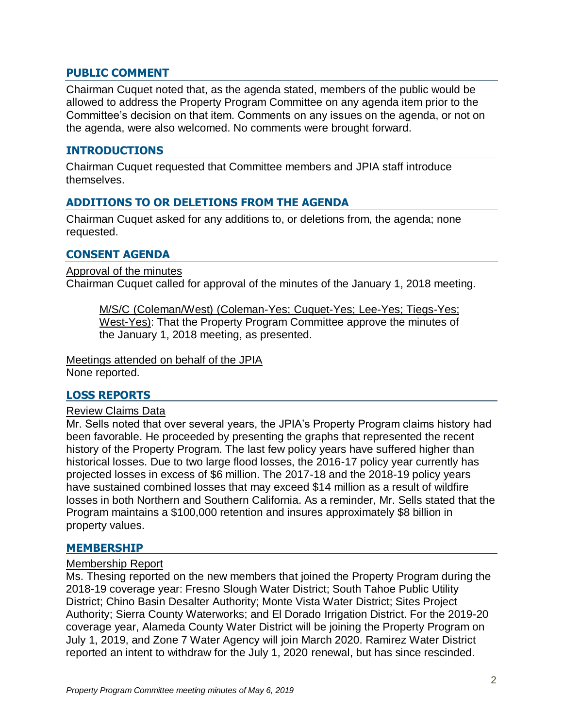## PUBLIC COMMENT

Chairman Cuquet noted that, as the agenda stated, members of the public would be allowed to address the Property Program Committee on any agenda item prior to the Committee's decision on that item. Comments on any issues on the agenda, or not on the agenda, were also welcomed. No comments were brought forward.

## INTRODUCTIONS

Chairman Cuquet requested that Committee members and JPIA staff introduce themselves.

## ADDITIONS TO OR DELETIONS FROM THE AGENDA

Chairman Cuquet asked for any additions to, or deletions from, the agenda; none requested.

## CONSENT AGENDA

Approval of the minutes

Chairman Cuquet called for approval of the minutes of the January 1, 2018 meeting.

> M/S/C (Coleman/West) (Coleman-Yes; Cuquet-Yes; Lee-Yes; Tiegs-Yes; West-Yes): That the Property Program Committee approve the minutes of the January 1, 2018 meeting, as presented.

Meetings attended on behalf of the JPIA

None reported.

## LOSS REPORTS

Review Claims Data

Mr. Sells noted that over several years, the JPIA's Property Program claims history had been favorable. He proceeded by presenting the graphs that represented the recent history of the Property Program. The last few policy years have suffered higher than historical losses. Due to two large flood losses, the 2016-17 policy year currently has projected losses in excess of $6 million. The 2017-18 and the 2018-19 policy years have sustained combined losses that may exceed $14 million as a result of wildfire losses in both Northern and Southern California. As a reminder, Mr. Sells stated that the Program maintains a $100,000 retention and insures approximately $8 billion in property values.

## MEMBERSHIP

Membership Report

Ms. Thesing reported on the new members that joined the Property Program during the 2018-19 coverage year: Fresno Slough Water District; South Tahoe Public Utility District; Chino Basin Desalter Authority; Monte Vista Water District; Sites Project Authority; Sierra County Waterworks; and El Dorado Irrigation District. For the 2019-20 coverage year, Alameda County Water District will be joining the Property Program on July 1, 2019, and Zone 7 Water Agency will join March 2020. Ramirez Water District reported an intent to withdraw for the July 1, 2020 renewal, but has since rescinded.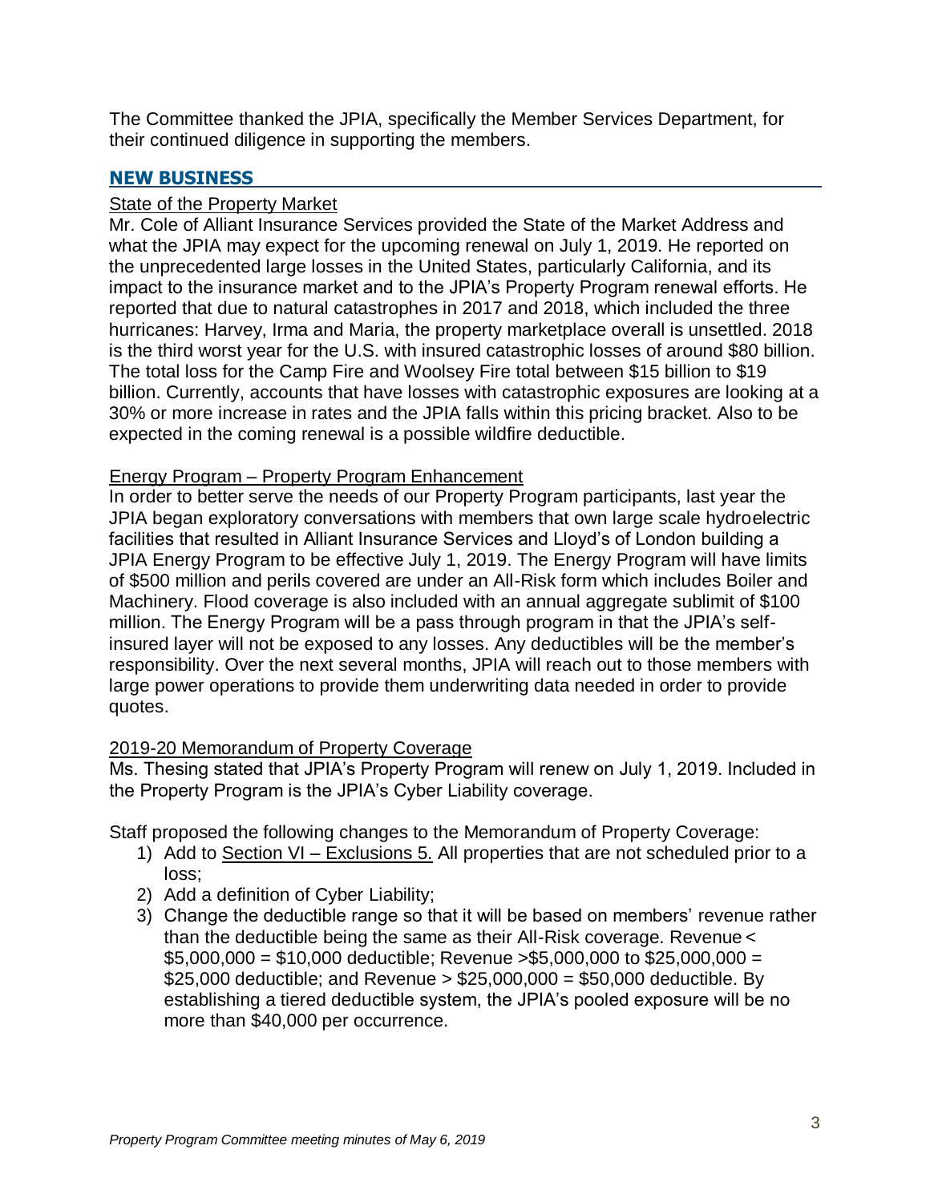The Committee thanked the JPIA, specifically the Member Services Department, for their continued diligence in supporting the members.

## NEW BUSINESS

State of the Property Market

Mr. Cole of Alliant Insurance Services provided the State of the Market Address and what the JPIA may expect for the upcoming renewal on July 1, 2019. He reported on the unprecedented large losses in the United States, particularly California, and its impact to the insurance market and to the JPIA's Property Program renewal efforts. He reported that due to natural catastrophes in 2017 and 2018, which included the three hurricanes: Harvey, Irma and Maria, the property marketplace overall is unsettled. 2018 is the third worst year for the U.S. with insured catastrophic losses of around $80 billion. The total loss for the Camp Fire and Woolsey Fire total between $15 billion to $19 billion. Currently, accounts that have losses with catastrophic exposures are looking at a 30% or more increase in rates and the JPIA falls within this pricing bracket. Also to be expected in the coming renewal is a possible wildfire deductible.

Energy Program – Property Program Enhancement

In order to better serve the needs of our Property Program participants, last year the JPIA began exploratory conversations with members that own large scale hydroelectric facilities that resulted in Alliant Insurance Services and Lloyd's of London building a JPIA Energy Program to be effective July 1, 2019. The Energy Program will have limits of $500 million and perils covered are under an All-Risk form which includes Boiler and Machinery. Flood coverage is also included with an annual aggregate sublimit of $100 million. The Energy Program will be a pass through program in that the JPIA's self-insured layer will not be exposed to any losses. Any deductibles will be the member's responsibility. Over the next several months, JPIA will reach out to those members with large power operations to provide them underwriting data needed in order to provide quotes.

2019-20 Memorandum of Property Coverage

Ms. Thesing stated that JPIA's Property Program will renew on July 1, 2019. Included in the Property Program is the JPIA's Cyber Liability coverage.

Staff proposed the following changes to the Memorandum of Property Coverage:

1) Add to Section VI – Exclusions 5. All properties that are not scheduled prior to a loss;
2) Add a definition of Cyber Liability;
3) Change the deductible range so that it will be based on members' revenue rather than the deductible being the same as their All-Risk coverage. Revenue < $5,000,000 = $10,000 deductible; Revenue >$5,000,000 to $25,000,000 = $25,000 deductible; and Revenue > $25,000,000 = $50,000 deductible. By establishing a tiered deductible system, the JPIA's pooled exposure will be no more than $40,000 per occurrence.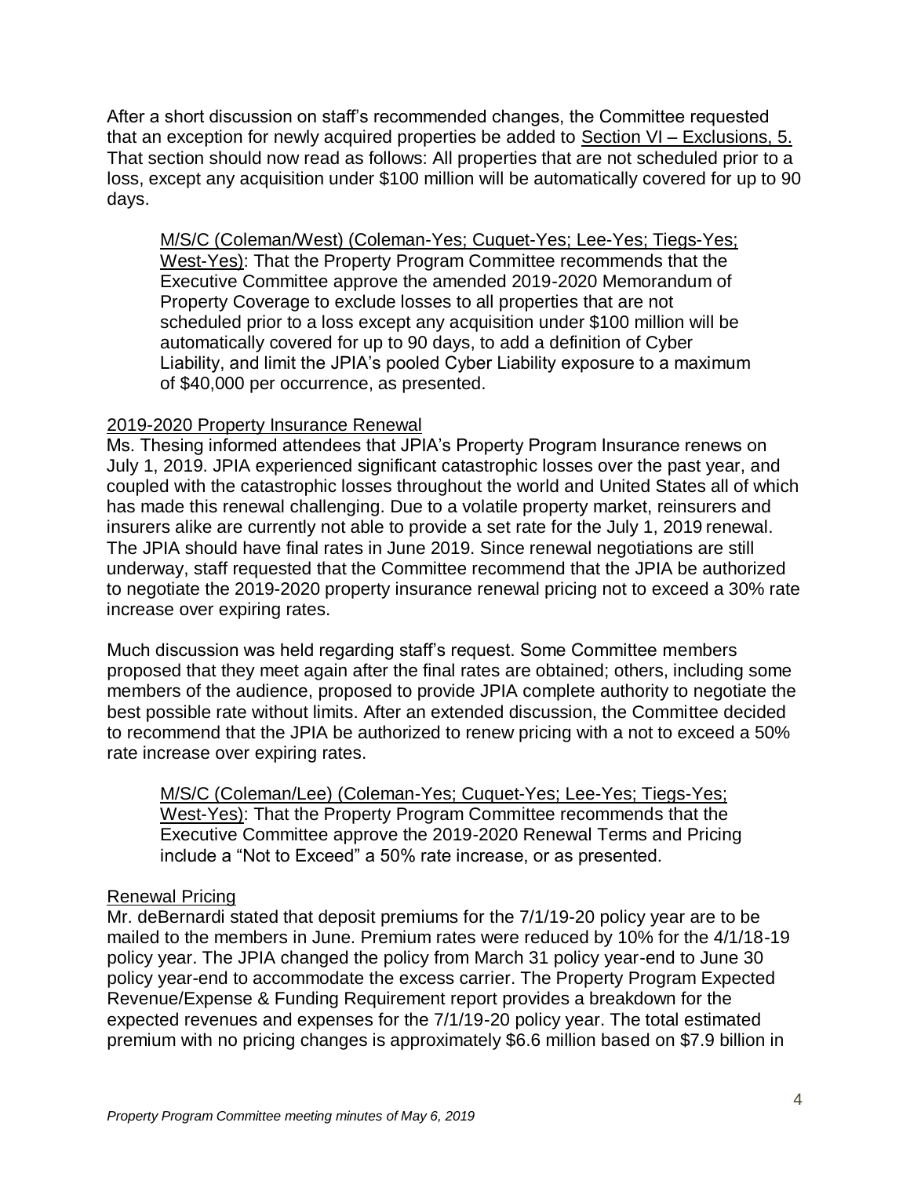After a short discussion on staff's recommended changes, the Committee requested that an exception for newly acquired properties be added to <u>Section VI – Exclusions, 5.</u> That section should now read as follows: All properties that are not scheduled prior to a loss, except any acquisition under $100 million will be automatically covered for up to 90 days.

> <u>M/S/C (Coleman/West) (Coleman-Yes; Cuquet-Yes; Lee-Yes; Tiegs-Yes; West-Yes)</u>: That the Property Program Committee recommends that the Executive Committee approve the amended 2019-2020 Memorandum of Property Coverage to exclude losses to all properties that are not scheduled prior to a loss except any acquisition under $100 million will be automatically covered for up to 90 days, to add a definition of Cyber Liability, and limit the JPIA's pooled Cyber Liability exposure to a maximum of $40,000 per occurrence, as presented.

<u>2019-2020 Property Insurance Renewal</u>

Ms. Thesing informed attendees that JPIA's Property Program Insurance renews on July 1, 2019. JPIA experienced significant catastrophic losses over the past year, and coupled with the catastrophic losses throughout the world and United States all of which has made this renewal challenging. Due to a volatile property market, reinsurers and insurers alike are currently not able to provide a set rate for the July 1, 2019 renewal. The JPIA should have final rates in June 2019. Since renewal negotiations are still underway, staff requested that the Committee recommend that the JPIA be authorized to negotiate the 2019-2020 property insurance renewal pricing not to exceed a 30% rate increase over expiring rates.

Much discussion was held regarding staff's request. Some Committee members proposed that they meet again after the final rates are obtained; others, including some members of the audience, proposed to provide JPIA complete authority to negotiate the best possible rate without limits. After an extended discussion, the Committee decided to recommend that the JPIA be authorized to renew pricing with a not to exceed a 50% rate increase over expiring rates.

> <u>M/S/C (Coleman/Lee) (Coleman-Yes; Cuquet-Yes; Lee-Yes; Tiegs-Yes; West-Yes)</u>: That the Property Program Committee recommends that the Executive Committee approve the 2019-2020 Renewal Terms and Pricing include a "Not to Exceed" a 50% rate increase, or as presented.

<u>Renewal Pricing</u>

Mr. deBernardi stated that deposit premiums for the 7/1/19-20 policy year are to be mailed to the members in June. Premium rates were reduced by 10% for the 4/1/18-19 policy year. The JPIA changed the policy from March 31 policy year-end to June 30 policy year-end to accommodate the excess carrier. The Property Program Expected Revenue/Expense & Funding Requirement report provides a breakdown for the expected revenues and expenses for the 7/1/19-20 policy year. The total estimated premium with no pricing changes is approximately $6.6 million based on $7.9 billion in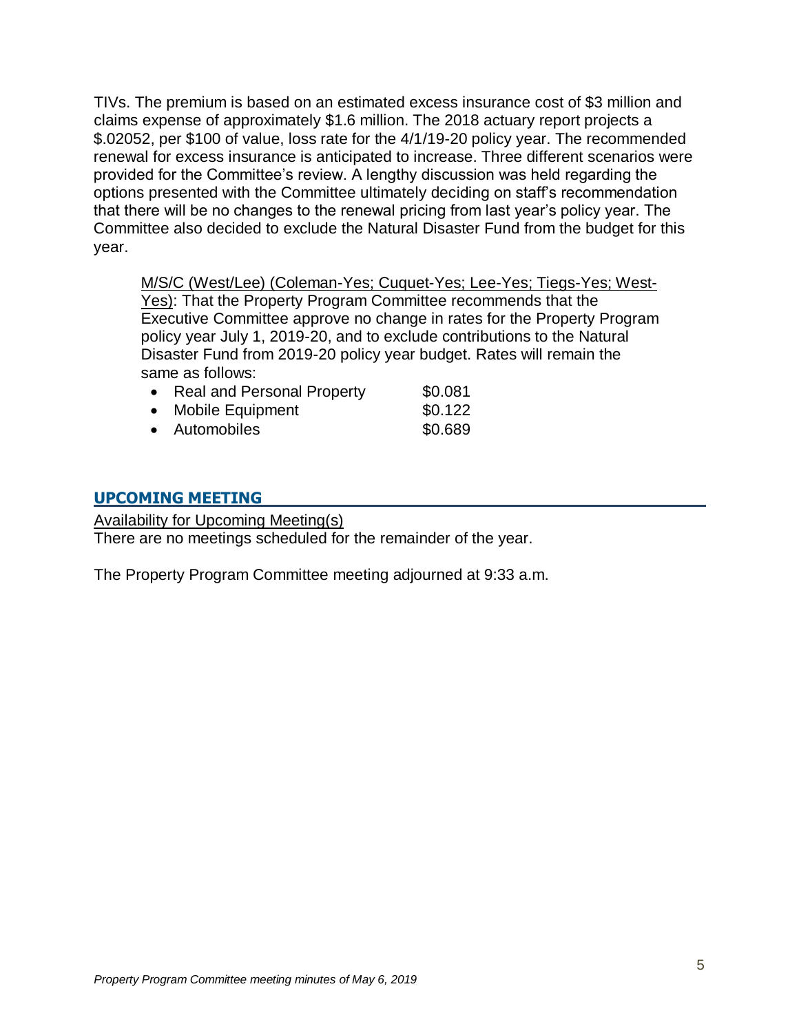TIVs. The premium is based on an estimated excess insurance cost of $3 million and claims expense of approximately $1.6 million. The 2018 actuary report projects a $.02052, per $100 of value, loss rate for the 4/1/19-20 policy year. The recommended renewal for excess insurance is anticipated to increase. Three different scenarios were provided for the Committee's review. A lengthy discussion was held regarding the options presented with the Committee ultimately deciding on staff's recommendation that there will be no changes to the renewal pricing from last year's policy year. The Committee also decided to exclude the Natural Disaster Fund from the budget for this year.

> M/S/C (West/Lee) (Coleman-Yes; Cuquet-Yes; Lee-Yes; Tiegs-Yes; West-Yes): That the Property Program Committee recommends that the Executive Committee approve no change in rates for the Property Program policy year July 1, 2019-20, and to exclude contributions to the Natural Disaster Fund from 2019-20 policy year budget. Rates will remain the same as follows:
>
> - Real and Personal Property $0.081
> - Mobile Equipment $0.122
> - Automobiles $0.689

## UPCOMING MEETING

Availability for Upcoming Meeting(s)

There are no meetings scheduled for the remainder of the year.

The Property Program Committee meeting adjourned at 9:33 a.m.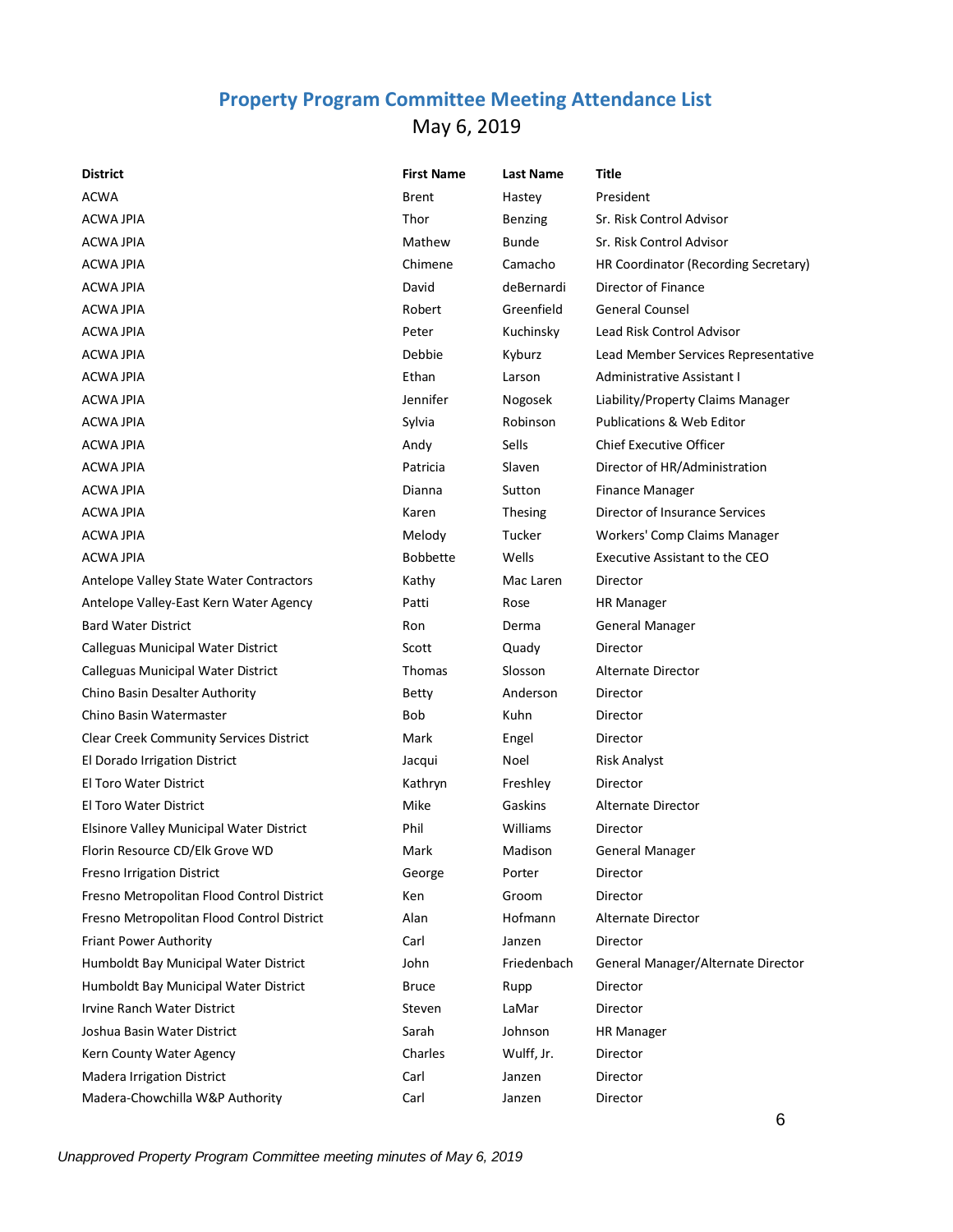## Property Program Committee Meeting Attendance List

May 6, 2019

| District | First Name | Last Name | Title |
|---|---|---|---|
| ACWA | Brent | Hastey | President |
| ACWA JPIA | Thor | Benzing | Sr. Risk Control Advisor |
| ACWA JPIA | Mathew | Bunde | Sr. Risk Control Advisor |
| ACWA JPIA | Chimene | Camacho | HR Coordinator (Recording Secretary) |
| ACWA JPIA | David | deBernardi | Director of Finance |
| ACWA JPIA | Robert | Greenfield | General Counsel |
| ACWA JPIA | Peter | Kuchinsky | Lead Risk Control Advisor |
| ACWA JPIA | Debbie | Kyburz | Lead Member Services Representative |
| ACWA JPIA | Ethan | Larson | Administrative Assistant I |
| ACWA JPIA | Jennifer | Nogosek | Liability/Property Claims Manager |
| ACWA JPIA | Sylvia | Robinson | Publications & Web Editor |
| ACWA JPIA | Andy | Sells | Chief Executive Officer |
| ACWA JPIA | Patricia | Slaven | Director of HR/Administration |
| ACWA JPIA | Dianna | Sutton | Finance Manager |
| ACWA JPIA | Karen | Thesing | Director of Insurance Services |
| ACWA JPIA | Melody | Tucker | Workers' Comp Claims Manager |
| ACWA JPIA | Bobbette | Wells | Executive Assistant to the CEO |
| Antelope Valley State Water Contractors | Kathy | Mac Laren | Director |
| Antelope Valley-East Kern Water Agency | Patti | Rose | HR Manager |
| Bard Water District | Ron | Derma | General Manager |
| Calleguas Municipal Water District | Scott | Quady | Director |
| Calleguas Municipal Water District | Thomas | Slosson | Alternate Director |
| Chino Basin Desalter Authority | Betty | Anderson | Director |
| Chino Basin Watermaster | Bob | Kuhn | Director |
| Clear Creek Community Services District | Mark | Engel | Director |
| El Dorado Irrigation District | Jacqui | Noel | Risk Analyst |
| El Toro Water District | Kathryn | Freshley | Director |
| El Toro Water District | Mike | Gaskins | Alternate Director |
| Elsinore Valley Municipal Water District | Phil | Williams | Director |
| Florin Resource CD/Elk Grove WD | Mark | Madison | General Manager |
| Fresno Irrigation District | George | Porter | Director |
| Fresno Metropolitan Flood Control District | Ken | Groom | Director |
| Fresno Metropolitan Flood Control District | Alan | Hofmann | Alternate Director |
| Friant Power Authority | Carl | Janzen | Director |
| Humboldt Bay Municipal Water District | John | Friedenbach | General Manager/Alternate Director |
| Humboldt Bay Municipal Water District | Bruce | Rupp | Director |
| Irvine Ranch Water District | Steven | LaMar | Director |
| Joshua Basin Water District | Sarah | Johnson | HR Manager |
| Kern County Water Agency | Charles | Wulff, Jr. | Director |
| Madera Irrigation District | Carl | Janzen | Director |
| Madera-Chowchilla W&P Authority | Carl | Janzen | Director |

*Unapproved Property Program Committee meeting minutes of May 6, 2019*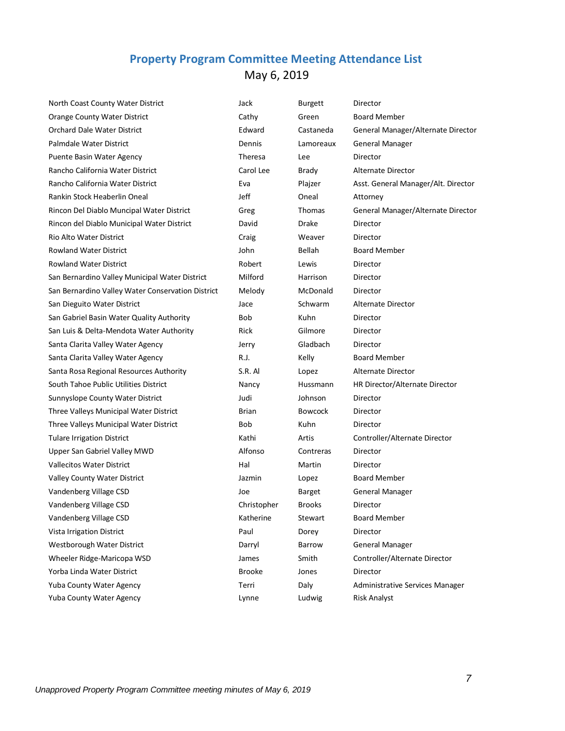## Property Program Committee Meeting Attendance List

May 6, 2019

| | | | |
|---|---|---|---|
| North Coast County Water District | Jack | Burgett | Director |
| Orange County Water District | Cathy | Green | Board Member |
| Orchard Dale Water District | Edward | Castaneda | General Manager/Alternate Director |
| Palmdale Water District | Dennis | Lamoreaux | General Manager |
| Puente Basin Water Agency | Theresa | Lee | Director |
| Rancho California Water District | Carol Lee | Brady | Alternate Director |
| Rancho California Water District | Eva | Plajzer | Asst. General Manager/Alt. Director |
| Rankin Stock Heaberlin Oneal | Jeff | Oneal | Attorney |
| Rincon Del Diablo Muncipal Water District | Greg | Thomas | General Manager/Alternate Director |
| Rincon del Diablo Municipal Water District | David | Drake | Director |
| Rio Alto Water District | Craig | Weaver | Director |
| Rowland Water District | John | Bellah | Board Member |
| Rowland Water District | Robert | Lewis | Director |
| San Bernardino Valley Municipal Water District | Milford | Harrison | Director |
| San Bernardino Valley Water Conservation District | Melody | McDonald | Director |
| San Dieguito Water District | Jace | Schwarm | Alternate Director |
| San Gabriel Basin Water Quality Authority | Bob | Kuhn | Director |
| San Luis & Delta-Mendota Water Authority | Rick | Gilmore | Director |
| Santa Clarita Valley Water Agency | Jerry | Gladbach | Director |
| Santa Clarita Valley Water Agency | R.J. | Kelly | Board Member |
| Santa Rosa Regional Resources Authority | S.R. Al | Lopez | Alternate Director |
| South Tahoe Public Utilities District | Nancy | Hussmann | HR Director/Alternate Director |
| Sunnyslope County Water District | Judi | Johnson | Director |
| Three Valleys Municipal Water District | Brian | Bowcock | Director |
| Three Valleys Municipal Water District | Bob | Kuhn | Director |
| Tulare Irrigation District | Kathi | Artis | Controller/Alternate Director |
| Upper San Gabriel Valley MWD | Alfonso | Contreras | Director |
| Vallecitos Water District | Hal | Martin | Director |
| Valley County Water District | Jazmin | Lopez | Board Member |
| Vandenberg Village CSD | Joe | Barget | General Manager |
| Vandenberg Village CSD | Christopher | Brooks | Director |
| Vandenberg Village CSD | Katherine | Stewart | Board Member |
| Vista Irrigation District | Paul | Dorey | Director |
| Westborough Water District | Darryl | Barrow | General Manager |
| Wheeler Ridge-Maricopa WSD | James | Smith | Controller/Alternate Director |
| Yorba Linda Water District | Brooke | Jones | Director |
| Yuba County Water Agency | Terri | Daly | Administrative Services Manager |
| Yuba County Water Agency | Lynne | Ludwig | Risk Analyst |